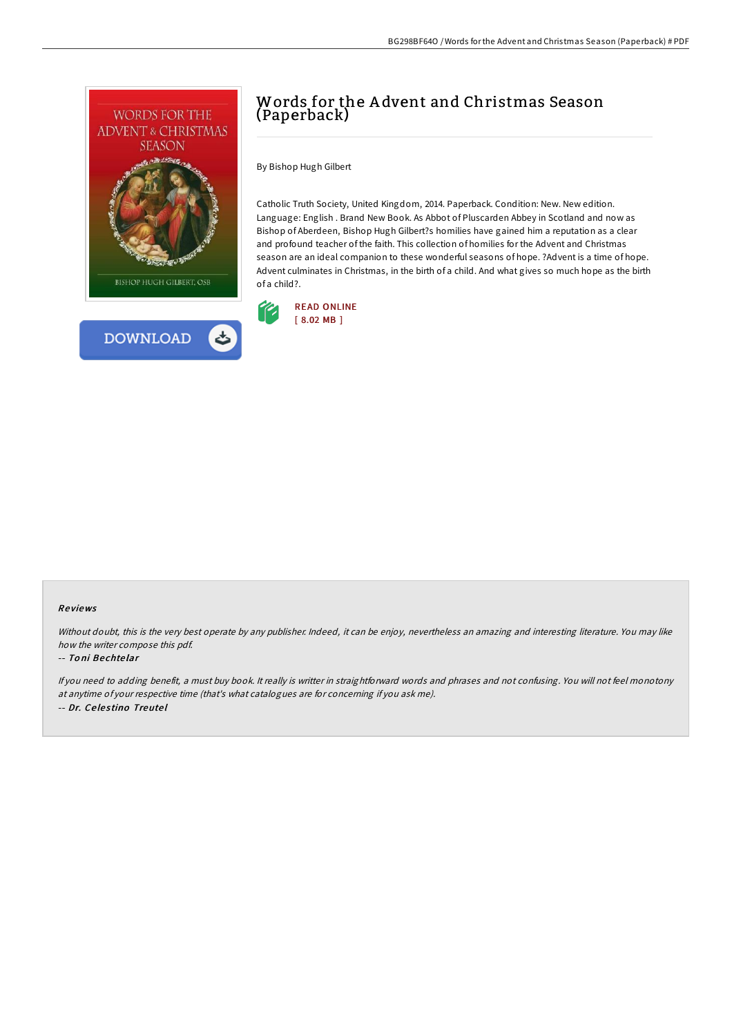# Words for the Advent and Christmas Season (Paperback)

By Bishop Hugh Gilbert

Catholic Truth Society, United Kingdom, 2014. Paperback. Condition: New. New edition. Language: English . Brand New Book. As Abbot of Pluscarden Abbey in Scotland and now as Bishop of Aberdeen, Bishop Hugh Gilbert?s homilies have gained him a reputation as a clear and profound teacher of the faith. This collection of homilies for the Advent and Christmas season are an ideal companion to these wonderful seasons of hope. ?Advent is a time of hope. Advent culminates in Christmas, in the birth of a child. And what gives so much hope as the birth of a child?.

READ ONLINE
[ 8.02 MB ]

DOWNLOAD

### Reviews

*Without doubt, this is the very best operate by any publisher. Indeed, it can be enjoy, nevertheless an amazing and interesting literature. You may like how the writer compose this pdf.*

-- *Toni Bechtelar*

*If you need to adding benefit, a must buy book. It really is writter in straightforward words and phrases and not confusing. You will not feel monotony at anytime of your respective time (that's what catalogues are for concerning if you ask me).*

-- *Dr. Celestino Treutel*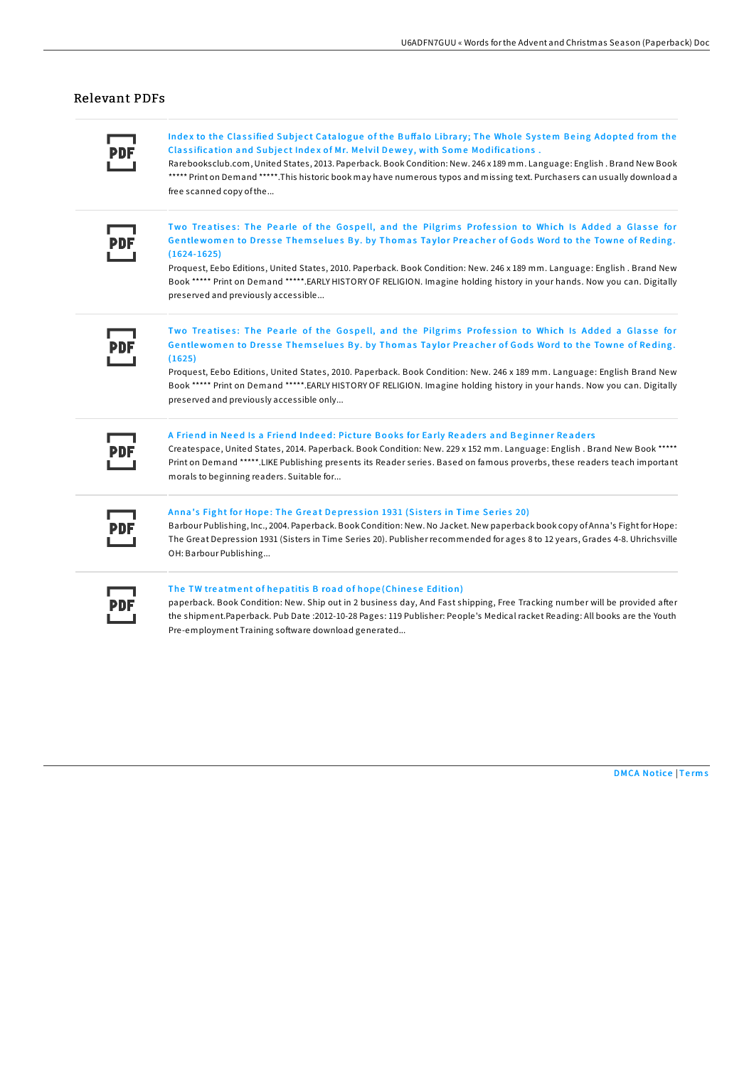## Relevant PDFs

PDF

**Index to the Classified Subject Catalogue of the Buffalo Library; The Whole System Being Adopted from the Classification and Subject Index of Mr. Melvil Dewey, with Some Modifications .**

Rarebooksclub.com, United States, 2013. Paperback. Book Condition: New. 246 x 189 mm. Language: English . Brand New Book ***** Print on Demand *****.This historic book may have numerous typos and missing text. Purchasers can usually download a free scanned copy of the...

PDF

**Two Treatises: The Pearle of the Gospell, and the Pilgrims Profession to Which Is Added a Glasse for Gentlewomen to Dresse Themselues By. by Thomas Taylor Preacher of Gods Word to the Towne of Reding. (1624-1625)**

Proquest, Eebo Editions, United States, 2010. Paperback. Book Condition: New. 246 x 189 mm. Language: English . Brand New Book ***** Print on Demand *****.EARLY HISTORY OF RELIGION. Imagine holding history in your hands. Now you can. Digitally preserved and previously accessible...

PDF

**Two Treatises: The Pearle of the Gospell, and the Pilgrims Profession to Which Is Added a Glasse for Gentlewomen to Dresse Themselues By. by Thomas Taylor Preacher of Gods Word to the Towne of Reding. (1625)**

Proquest, Eebo Editions, United States, 2010. Paperback. Book Condition: New. 246 x 189 mm. Language: English Brand New Book ***** Print on Demand *****.EARLY HISTORY OF RELIGION. Imagine holding history in your hands. Now you can. Digitally preserved and previously accessible only...

PDF

**A Friend in Need Is a Friend Indeed: Picture Books for Early Readers and Beginner Readers**

Createspace, United States, 2014. Paperback. Book Condition: New. 229 x 152 mm. Language: English . Brand New Book ***** Print on Demand *****.LIKE Publishing presents its Reader series. Based on famous proverbs, these readers teach important morals to beginning readers. Suitable for...

PDF

**Anna's Fight for Hope: The Great Depression 1931 (Sisters in Time Series 20)**

Barbour Publishing, Inc., 2004. Paperback. Book Condition: New. No Jacket. New paperback book copy of Anna's Fight for Hope: The Great Depression 1931 (Sisters in Time Series 20). Publisher recommended for ages 8 to 12 years, Grades 4-8. Uhrichsville OH: Barbour Publishing...

PDF

**The TW treatment of hepatitis B road of hope(Chinese Edition)**

paperback. Book Condition: New. Ship out in 2 business day, And Fast shipping, Free Tracking number will be provided after the shipment.Paperback. Pub Date :2012-10-28 Pages: 119 Publisher: People's Medical racket Reading: All books are the Youth Pre-employment Training software download generated...

DMCA Notice | Terms